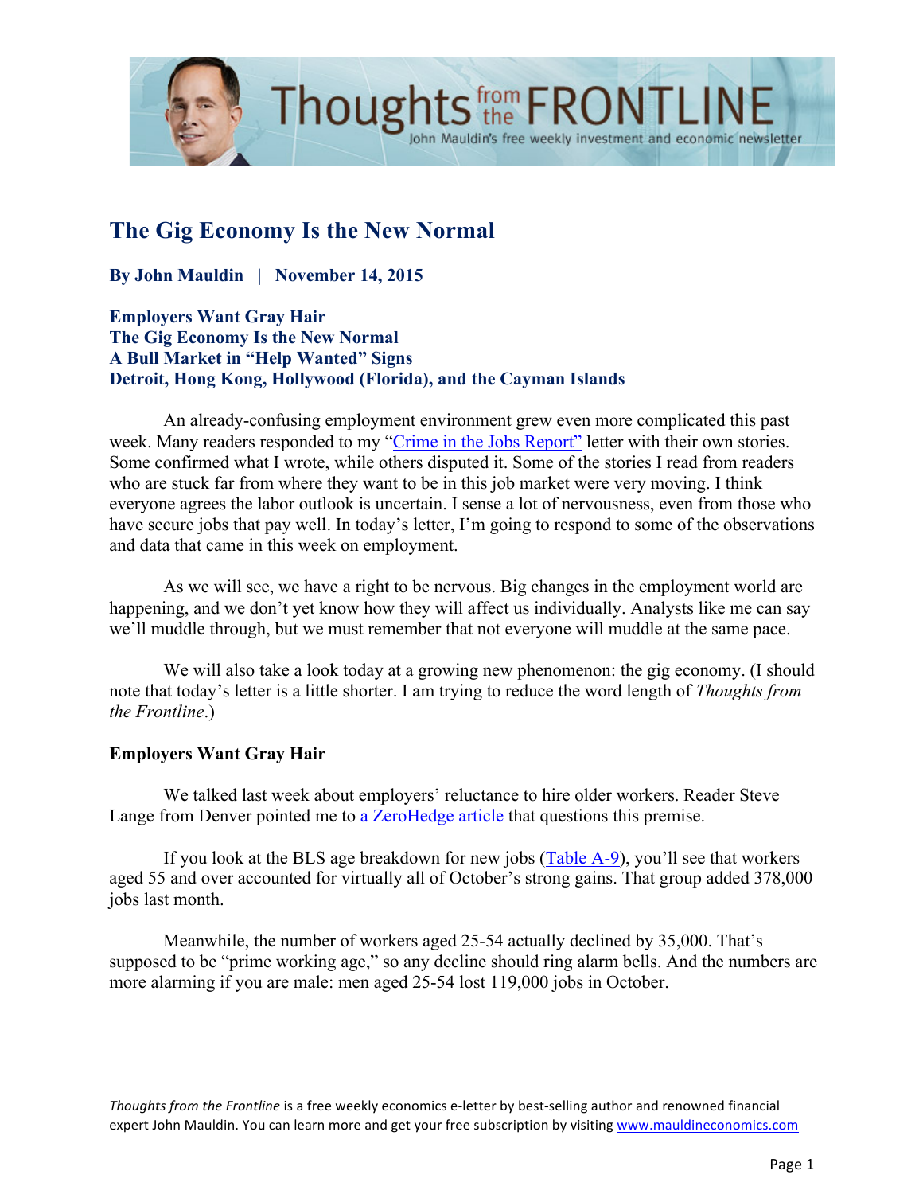# The Gig Economy Is the New Normal

**By John Mauldin | November 14, 2015**

**Employers Want Gray Hair**
**The Gig Economy Is the New Normal**
**A Bull Market in "Help Wanted" Signs**
**Detroit, Hong Kong, Hollywood (Florida), and the Cayman Islands**

An already-confusing employment environment grew even more complicated this past week. Many readers responded to my "Crime in the Jobs Report" letter with their own stories. Some confirmed what I wrote, while others disputed it. Some of the stories I read from readers who are stuck far from where they want to be in this job market were very moving. I think everyone agrees the labor outlook is uncertain. I sense a lot of nervousness, even from those who have secure jobs that pay well. In today's letter, I'm going to respond to some of the observations and data that came in this week on employment.

As we will see, we have a right to be nervous. Big changes in the employment world are happening, and we don't yet know how they will affect us individually. Analysts like me can say we'll muddle through, but we must remember that not everyone will muddle at the same pace.

We will also take a look today at a growing new phenomenon: the gig economy. (I should note that today's letter is a little shorter. I am trying to reduce the word length of *Thoughts from the Frontline*.)

## Employers Want Gray Hair

We talked last week about employers' reluctance to hire older workers. Reader Steve Lange from Denver pointed me to a ZeroHedge article that questions this premise.

If you look at the BLS age breakdown for new jobs (Table A-9), you'll see that workers aged 55 and over accounted for virtually all of October's strong gains. That group added 378,000 jobs last month.

Meanwhile, the number of workers aged 25-54 actually declined by 35,000. That's supposed to be "prime working age," so any decline should ring alarm bells. And the numbers are more alarming if you are male: men aged 25-54 lost 119,000 jobs in October.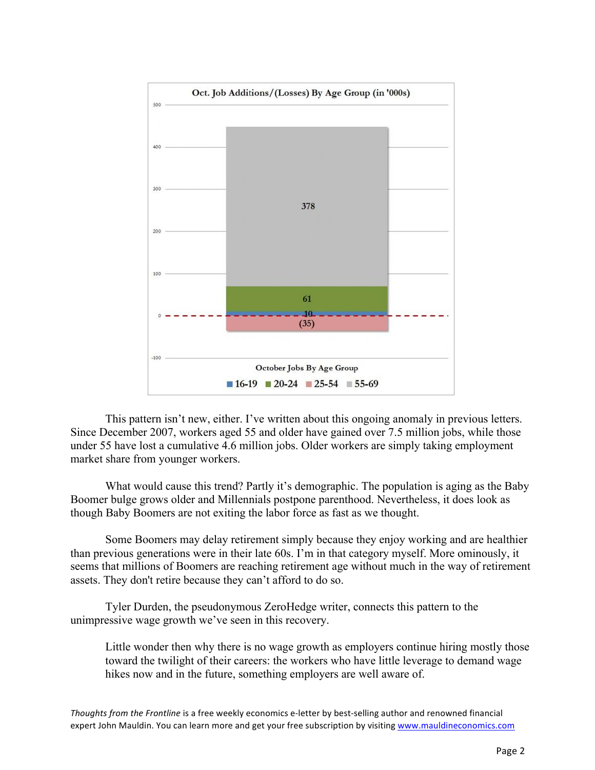**Oct. Job Additions/(Losses) By Age Group (in '000s)**

| October Jobs By Age Group | |
|---|---|
| 16-19 | 10 |
| 20-24 | 61 |
| 25-54 | (35) |
| 55-69 | 378 |

This pattern isn't new, either. I've written about this ongoing anomaly in previous letters. Since December 2007, workers aged 55 and older have gained over 7.5 million jobs, while those under 55 have lost a cumulative 4.6 million jobs. Older workers are simply taking employment market share from younger workers.

What would cause this trend? Partly it's demographic. The population is aging as the Baby Boomer bulge grows older and Millennials postpone parenthood. Nevertheless, it does look as though Baby Boomers are not exiting the labor force as fast as we thought.

Some Boomers may delay retirement simply because they enjoy working and are healthier than previous generations were in their late 60s. I'm in that category myself. More ominously, it seems that millions of Boomers are reaching retirement age without much in the way of retirement assets. They don't retire because they can't afford to do so.

Tyler Durden, the pseudonymous ZeroHedge writer, connects this pattern to the unimpressive wage growth we've seen in this recovery.

> Little wonder then why there is no wage growth as employers continue hiring mostly those toward the twilight of their careers: the workers who have little leverage to demand wage hikes now and in the future, something employers are well aware of.

*Thoughts from the Frontline* is a free weekly economics e-letter by best-selling author and renowned financial expert John Mauldin. You can learn more and get your free subscription by visiting www.mauldineconomics.com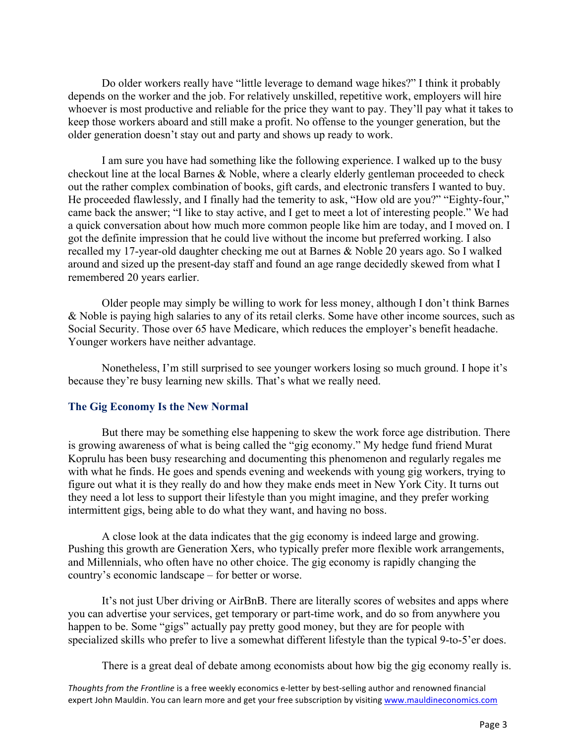Do older workers really have "little leverage to demand wage hikes?" I think it probably depends on the worker and the job. For relatively unskilled, repetitive work, employers will hire whoever is most productive and reliable for the price they want to pay. They'll pay what it takes to keep those workers aboard and still make a profit. No offense to the younger generation, but the older generation doesn't stay out and party and shows up ready to work.

I am sure you have had something like the following experience. I walked up to the busy checkout line at the local Barnes & Noble, where a clearly elderly gentleman proceeded to check out the rather complex combination of books, gift cards, and electronic transfers I wanted to buy. He proceeded flawlessly, and I finally had the temerity to ask, "How old are you?" "Eighty-four," came back the answer; "I like to stay active, and I get to meet a lot of interesting people." We had a quick conversation about how much more common people like him are today, and I moved on. I got the definite impression that he could live without the income but preferred working. I also recalled my 17-year-old daughter checking me out at Barnes & Noble 20 years ago. So I walked around and sized up the present-day staff and found an age range decidedly skewed from what I remembered 20 years earlier.

Older people may simply be willing to work for less money, although I don't think Barnes & Noble is paying high salaries to any of its retail clerks. Some have other income sources, such as Social Security. Those over 65 have Medicare, which reduces the employer's benefit headache. Younger workers have neither advantage.

Nonetheless, I'm still surprised to see younger workers losing so much ground. I hope it's because they're busy learning new skills. That's what we really need.

### The Gig Economy Is the New Normal

But there may be something else happening to skew the work force age distribution. There is growing awareness of what is being called the "gig economy." My hedge fund friend Murat Koprulu has been busy researching and documenting this phenomenon and regularly regales me with what he finds. He goes and spends evening and weekends with young gig workers, trying to figure out what it is they really do and how they make ends meet in New York City. It turns out they need a lot less to support their lifestyle than you might imagine, and they prefer working intermittent gigs, being able to do what they want, and having no boss.

A close look at the data indicates that the gig economy is indeed large and growing. Pushing this growth are Generation Xers, who typically prefer more flexible work arrangements, and Millennials, who often have no other choice. The gig economy is rapidly changing the country's economic landscape – for better or worse.

It's not just Uber driving or AirBnB. There are literally scores of websites and apps where you can advertise your services, get temporary or part-time work, and do so from anywhere you happen to be. Some "gigs" actually pay pretty good money, but they are for people with specialized skills who prefer to live a somewhat different lifestyle than the typical 9-to-5'er does.

There is a great deal of debate among economists about how big the gig economy really is.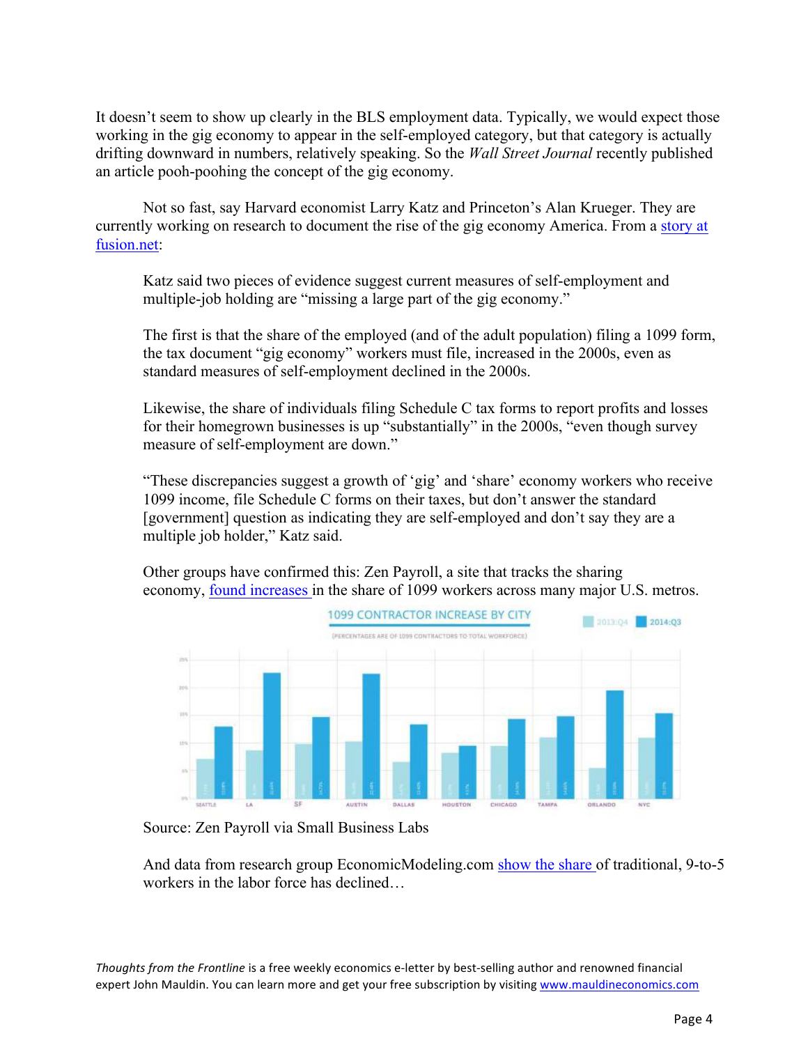It doesn't seem to show up clearly in the BLS employment data. Typically, we would expect those working in the gig economy to appear in the self-employed category, but that category is actually drifting downward in numbers, relatively speaking. So the *Wall Street Journal* recently published an article pooh-poohing the concept of the gig economy.

Not so fast, say Harvard economist Larry Katz and Princeton's Alan Krueger. They are currently working on research to document the rise of the gig economy America. From a story at fusion.net:

> Katz said two pieces of evidence suggest current measures of self-employment and multiple-job holding are "missing a large part of the gig economy."
>
> The first is that the share of the employed (and of the adult population) filing a 1099 form, the tax document "gig economy" workers must file, increased in the 2000s, even as standard measures of self-employment declined in the 2000s.
>
> Likewise, the share of individuals filing Schedule C tax forms to report profits and losses for their homegrown businesses is up "substantially" in the 2000s, "even though survey measure of self-employment are down."
>
> "These discrepancies suggest a growth of 'gig' and 'share' economy workers who receive 1099 income, file Schedule C forms on their taxes, but don't answer the standard [government] question as indicating they are self-employed and don't say they are a multiple job holder," Katz said.
>
> Other groups have confirmed this: Zen Payroll, a site that tracks the sharing economy, found increases in the share of 1099 workers across many major U.S. metros.
>
> **1099 CONTRACTOR INCREASE BY CITY**
> (PERCENTAGES ARE OF 1099 CONTRACTORS TO TOTAL WORKFORCE)
> 2013:Q4 | 2014:Q3
> SEATTLE, LA, SF, AUSTIN, DALLAS, HOUSTON, CHICAGO, TAMPA, ORLANDO, NYC
>
> Source: Zen Payroll via Small Business Labs
>
> And data from research group EconomicModeling.com show the share of traditional, 9-to-5 workers in the labor force has declined…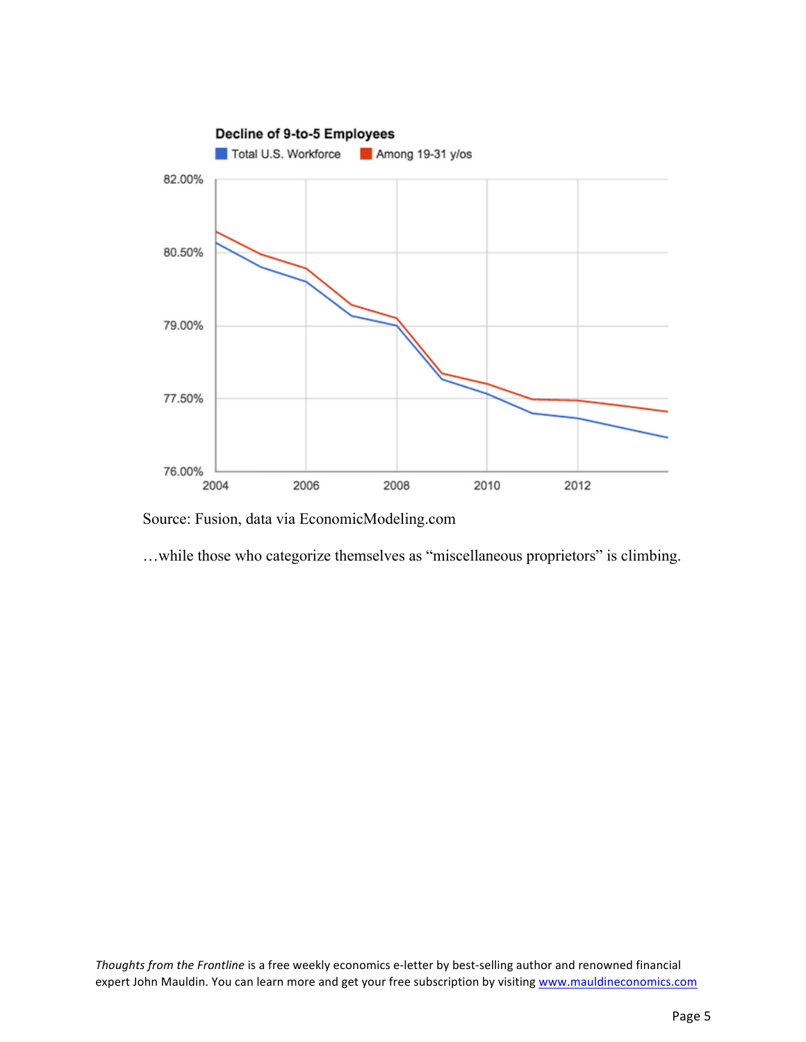Source: Fusion, data via EconomicModeling.com

…while those who categorize themselves as "miscellaneous proprietors" is climbing.

*Thoughts from the Frontline* is a free weekly economics e-letter by best-selling author and renowned financial expert John Mauldin. You can learn more and get your free subscription by visiting www.mauldineconomics.com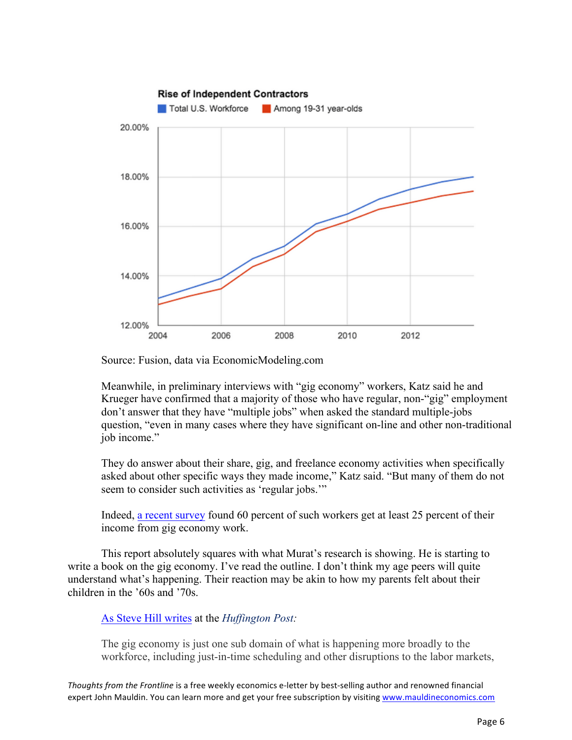**Rise of Independent Contractors**

Total U.S. Workforce | Among 19-31 year-olds

Source: Fusion, data via EconomicModeling.com

Meanwhile, in preliminary interviews with "gig economy" workers, Katz said he and Krueger have confirmed that a majority of those who have regular, non-"gig" employment don't answer that they have "multiple jobs" when asked the standard multiple-jobs question, "even in many cases where they have significant on-line and other non-traditional job income."

They do answer about their share, gig, and freelance economy activities when specifically asked about other specific ways they made income," Katz said. "But many of them do not seem to consider such activities as 'regular jobs.'"

Indeed, a recent survey found 60 percent of such workers get at least 25 percent of their income from gig economy work.

This report absolutely squares with what Murat's research is showing. He is starting to write a book on the gig economy. I've read the outline. I don't think my age peers will quite understand what's happening. Their reaction may be akin to how my parents felt about their children in the '60s and '70s.

As Steve Hill writes at the *Huffington Post:*

The gig economy is just one sub domain of what is happening more broadly to the workforce, including just-in-time scheduling and other disruptions to the labor markets,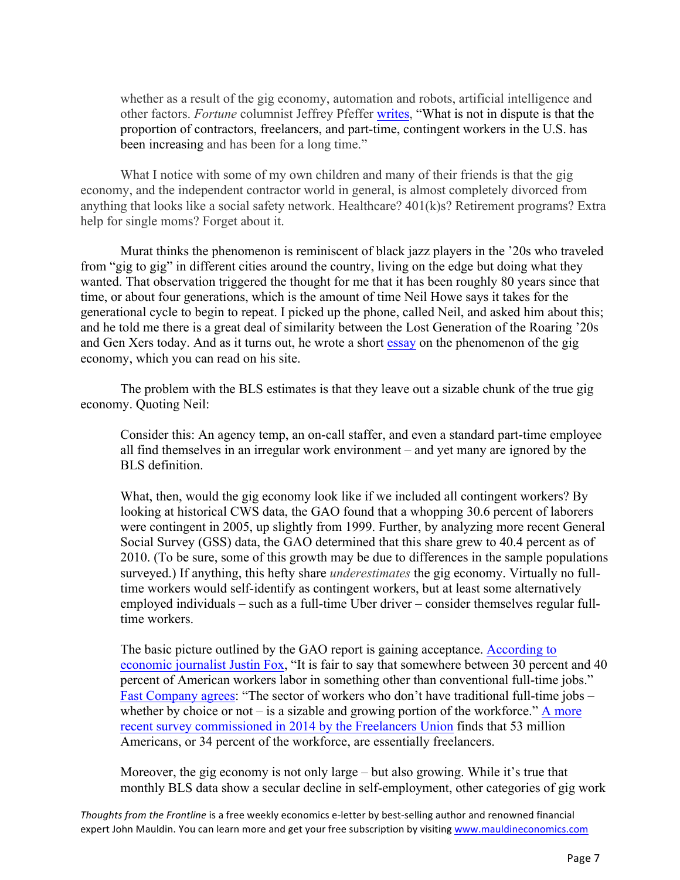> whether as a result of the gig economy, automation and robots, artificial intelligence and other factors. *Fortune* columnist Jeffrey Pfeffer writes, "What is not in dispute is that the proportion of contractors, freelancers, and part-time, contingent workers in the U.S. has been increasing and has been for a long time."

What I notice with some of my own children and many of their friends is that the gig economy, and the independent contractor world in general, is almost completely divorced from anything that looks like a social safety network. Healthcare? 401(k)s? Retirement programs? Extra help for single moms? Forget about it.

Murat thinks the phenomenon is reminiscent of black jazz players in the '20s who traveled from "gig to gig" in different cities around the country, living on the edge but doing what they wanted. That observation triggered the thought for me that it has been roughly 80 years since that time, or about four generations, which is the amount of time Neil Howe says it takes for the generational cycle to begin to repeat. I picked up the phone, called Neil, and asked him about this; and he told me there is a great deal of similarity between the Lost Generation of the Roaring '20s and Gen Xers today. And as it turns out, he wrote a short essay on the phenomenon of the gig economy, which you can read on his site.

The problem with the BLS estimates is that they leave out a sizable chunk of the true gig economy. Quoting Neil:

> Consider this: An agency temp, an on-call staffer, and even a standard part-time employee all find themselves in an irregular work environment – and yet many are ignored by the BLS definition.
>
> What, then, would the gig economy look like if we included all contingent workers? By looking at historical CWS data, the GAO found that a whopping 30.6 percent of laborers were contingent in 2005, up slightly from 1999. Further, by analyzing more recent General Social Survey (GSS) data, the GAO determined that this share grew to 40.4 percent as of 2010. (To be sure, some of this growth may be due to differences in the sample populations surveyed.) If anything, this hefty share *underestimates* the gig economy. Virtually no full-time workers would self-identify as contingent workers, but at least some alternatively employed individuals – such as a full-time Uber driver – consider themselves regular full-time workers.
>
> The basic picture outlined by the GAO report is gaining acceptance. According to economic journalist Justin Fox, "It is fair to say that somewhere between 30 percent and 40 percent of American workers labor in something other than conventional full-time jobs." Fast Company agrees: "The sector of workers who don't have traditional full-time jobs – whether by choice or not – is a sizable and growing portion of the workforce." A more recent survey commissioned in 2014 by the Freelancers Union finds that 53 million Americans, or 34 percent of the workforce, are essentially freelancers.
>
> Moreover, the gig economy is not only large – but also growing. While it's true that monthly BLS data show a secular decline in self-employment, other categories of gig work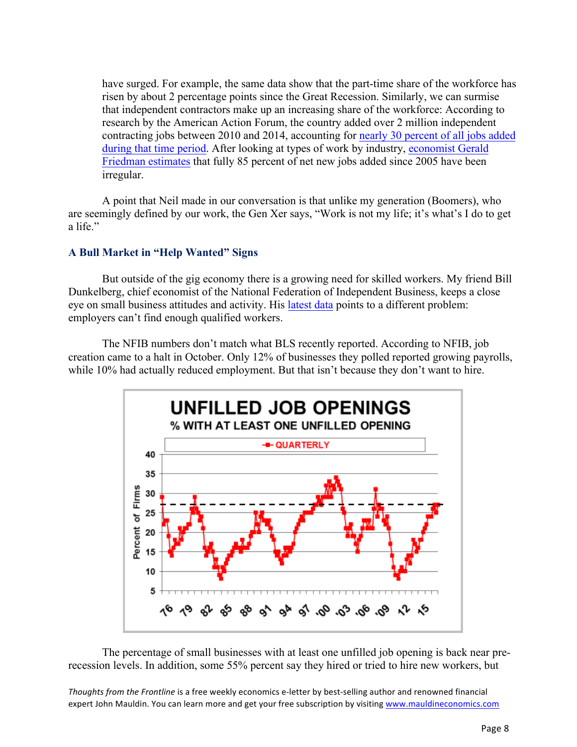have surged. For example, the same data show that the part-time share of the workforce has risen by about 2 percentage points since the Great Recession. Similarly, we can surmise that independent contractors make up an increasing share of the workforce: According to research by the American Action Forum, the country added over 2 million independent contracting jobs between 2010 and 2014, accounting for nearly 30 percent of all jobs added during that time period. After looking at types of work by industry, economist Gerald Friedman estimates that fully 85 percent of net new jobs added since 2005 have been irregular.

A point that Neil made in our conversation is that unlike my generation (Boomers), who are seemingly defined by our work, the Gen Xer says, "Work is not my life; it's what's I do to get a life."

### A Bull Market in "Help Wanted" Signs

But outside of the gig economy there is a growing need for skilled workers. My friend Bill Dunkelberg, chief economist of the National Federation of Independent Business, keeps a close eye on small business attitudes and activity. His latest data points to a different problem: employers can't find enough qualified workers.

The NFIB numbers don't match what BLS recently reported. According to NFIB, job creation came to a halt in October. Only 12% of businesses they polled reported growing payrolls, while 10% had actually reduced employment. But that isn't because they don't want to hire.

**UNFILLED JOB OPENINGS**
**% WITH AT LEAST ONE UNFILLED OPENING**

The percentage of small businesses with at least one unfilled job opening is back near pre-recession levels. In addition, some 55% percent say they hired or tried to hire new workers, but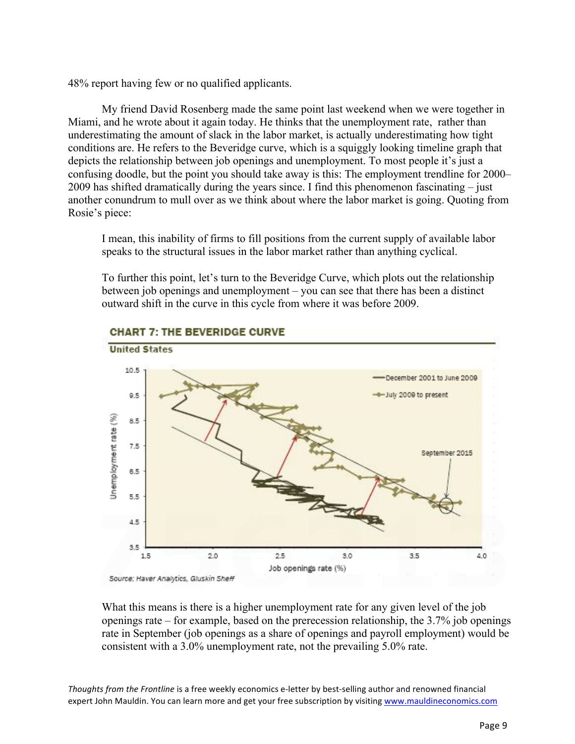48% report having few or no qualified applicants.

My friend David Rosenberg made the same point last weekend when we were together in Miami, and he wrote about it again today. He thinks that the unemployment rate, rather than underestimating the amount of slack in the labor market, is actually underestimating how tight conditions are. He refers to the Beveridge curve, which is a squiggly looking timeline graph that depicts the relationship between job openings and unemployment. To most people it's just a confusing doodle, but the point you should take away is this: The employment trendline for 2000–2009 has shifted dramatically during the years since. I find this phenomenon fascinating – just another conundrum to mull over as we think about where the labor market is going. Quoting from Rosie's piece:

> I mean, this inability of firms to fill positions from the current supply of available labor speaks to the structural issues in the labor market rather than anything cyclical.
>
> To further this point, let's turn to the Beveridge Curve, which plots out the relationship between job openings and unemployment – you can see that there has been a distinct outward shift in the curve in this cycle from where it was before 2009.
>
> **CHART 7: THE BEVERIDGE CURVE**
>
> **United States**
>
> Source: Haver Analytics, Gluskin Sheff
>
> What this means is there is a higher unemployment rate for any given level of the job openings rate – for example, based on the prerecession relationship, the 3.7% job openings rate in September (job openings as a share of openings and payroll employment) would be consistent with a 3.0% unemployment rate, not the prevailing 5.0% rate.

*Thoughts from the Frontline* is a free weekly economics e-letter by best-selling author and renowned financial expert John Mauldin. You can learn more and get your free subscription by visiting www.mauldineconomics.com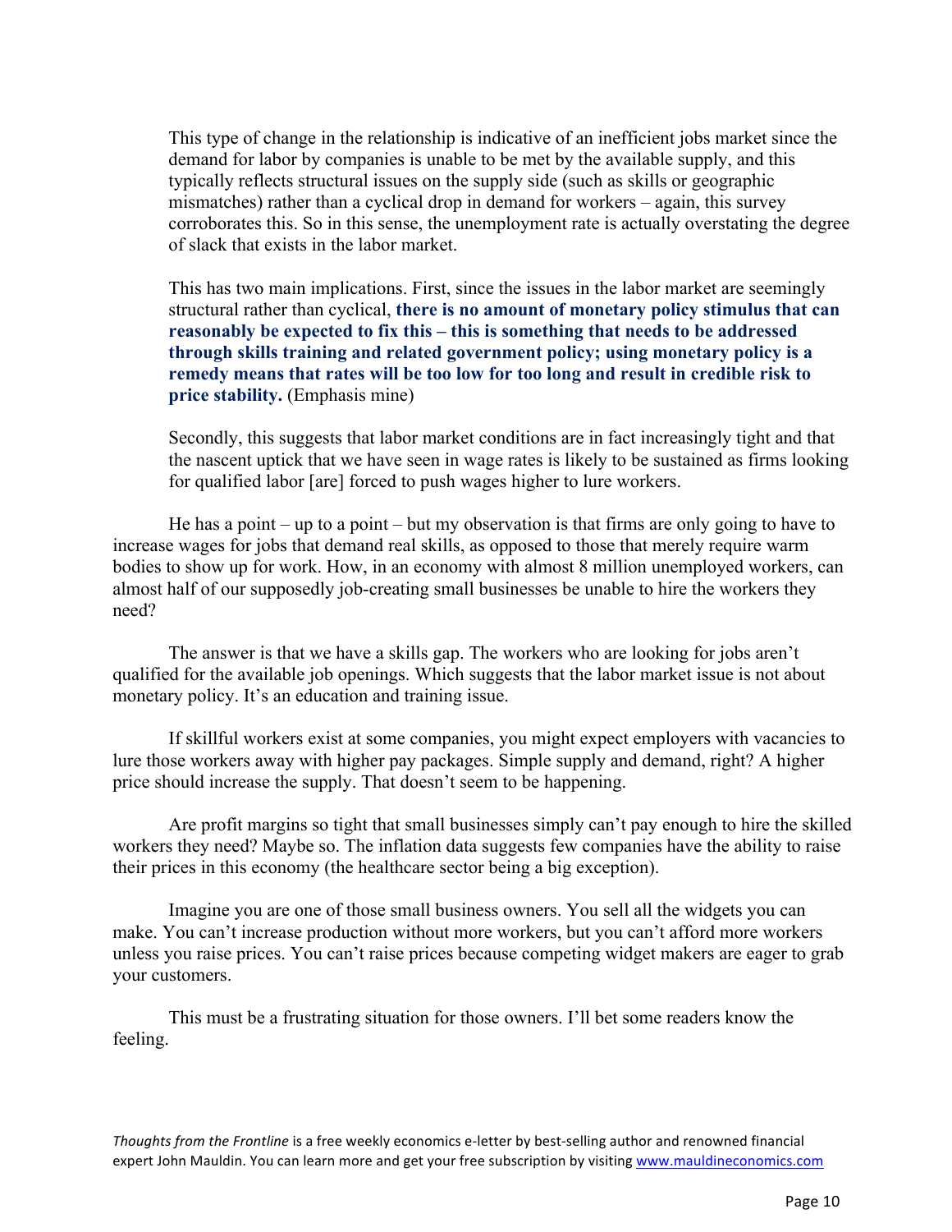> This type of change in the relationship is indicative of an inefficient jobs market since the demand for labor by companies is unable to be met by the available supply, and this typically reflects structural issues on the supply side (such as skills or geographic mismatches) rather than a cyclical drop in demand for workers – again, this survey corroborates this. So in this sense, the unemployment rate is actually overstating the degree of slack that exists in the labor market.
>
> This has two main implications. First, since the issues in the labor market are seemingly structural rather than cyclical, **there is no amount of monetary policy stimulus that can reasonably be expected to fix this – this is something that needs to be addressed through skills training and related government policy; using monetary policy is a remedy means that rates will be too low for too long and result in credible risk to price stability.** (Emphasis mine)
>
> Secondly, this suggests that labor market conditions are in fact increasingly tight and that the nascent uptick that we have seen in wage rates is likely to be sustained as firms looking for qualified labor [are] forced to push wages higher to lure workers.

He has a point – up to a point – but my observation is that firms are only going to have to increase wages for jobs that demand real skills, as opposed to those that merely require warm bodies to show up for work. How, in an economy with almost 8 million unemployed workers, can almost half of our supposedly job-creating small businesses be unable to hire the workers they need?

The answer is that we have a skills gap. The workers who are looking for jobs aren't qualified for the available job openings. Which suggests that the labor market issue is not about monetary policy. It's an education and training issue.

If skillful workers exist at some companies, you might expect employers with vacancies to lure those workers away with higher pay packages. Simple supply and demand, right? A higher price should increase the supply. That doesn't seem to be happening.

Are profit margins so tight that small businesses simply can't pay enough to hire the skilled workers they need? Maybe so. The inflation data suggests few companies have the ability to raise their prices in this economy (the healthcare sector being a big exception).

Imagine you are one of those small business owners. You sell all the widgets you can make. You can't increase production without more workers, but you can't afford more workers unless you raise prices. You can't raise prices because competing widget makers are eager to grab your customers.

This must be a frustrating situation for those owners. I'll bet some readers know the feeling.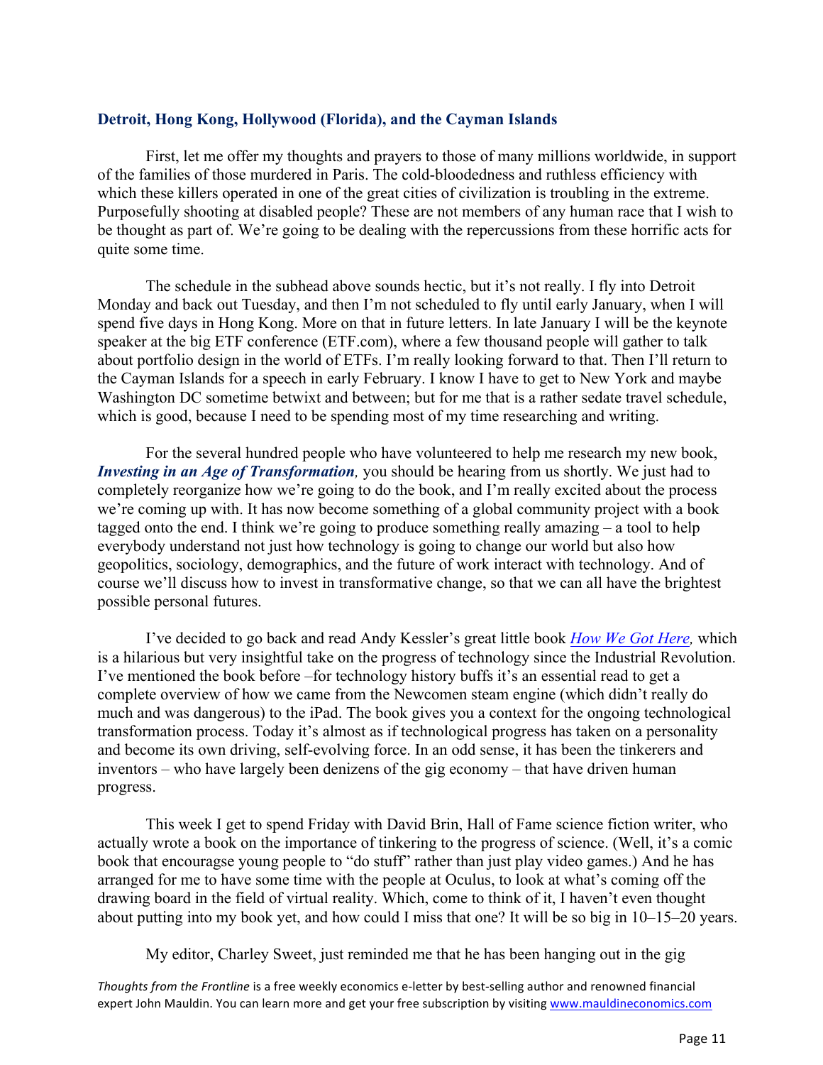## Detroit, Hong Kong, Hollywood (Florida), and the Cayman Islands

First, let me offer my thoughts and prayers to those of many millions worldwide, in support of the families of those murdered in Paris. The cold-bloodedness and ruthless efficiency with which these killers operated in one of the great cities of civilization is troubling in the extreme. Purposefully shooting at disabled people? These are not members of any human race that I wish to be thought as part of. We're going to be dealing with the repercussions from these horrific acts for quite some time.

The schedule in the subhead above sounds hectic, but it's not really. I fly into Detroit Monday and back out Tuesday, and then I'm not scheduled to fly until early January, when I will spend five days in Hong Kong. More on that in future letters. In late January I will be the keynote speaker at the big ETF conference (ETF.com), where a few thousand people will gather to talk about portfolio design in the world of ETFs. I'm really looking forward to that. Then I'll return to the Cayman Islands for a speech in early February. I know I have to get to New York and maybe Washington DC sometime betwixt and between; but for me that is a rather sedate travel schedule, which is good, because I need to be spending most of my time researching and writing.

For the several hundred people who have volunteered to help me research my new book, ***Investing in an Age of Transformation**,* you should be hearing from us shortly. We just had to completely reorganize how we're going to do the book, and I'm really excited about the process we're coming up with. It has now become something of a global community project with a book tagged onto the end. I think we're going to produce something really amazing – a tool to help everybody understand not just how technology is going to change our world but also how geopolitics, sociology, demographics, and the future of work interact with technology. And of course we'll discuss how to invest in transformative change, so that we can all have the brightest possible personal futures.

I've decided to go back and read Andy Kessler's great little book *How We Got Here,* which is a hilarious but very insightful take on the progress of technology since the Industrial Revolution. I've mentioned the book before –for technology history buffs it's an essential read to get a complete overview of how we came from the Newcomen steam engine (which didn't really do much and was dangerous) to the iPad. The book gives you a context for the ongoing technological transformation process. Today it's almost as if technological progress has taken on a personality and become its own driving, self-evolving force. In an odd sense, it has been the tinkerers and inventors – who have largely been denizens of the gig economy – that have driven human progress.

This week I get to spend Friday with David Brin, Hall of Fame science fiction writer, who actually wrote a book on the importance of tinkering to the progress of science. (Well, it's a comic book that encouragse young people to "do stuff" rather than just play video games.) And he has arranged for me to have some time with the people at Oculus, to look at what's coming off the drawing board in the field of virtual reality. Which, come to think of it, I haven't even thought about putting into my book yet, and how could I miss that one? It will be so big in 10–15–20 years.

My editor, Charley Sweet, just reminded me that he has been hanging out in the gig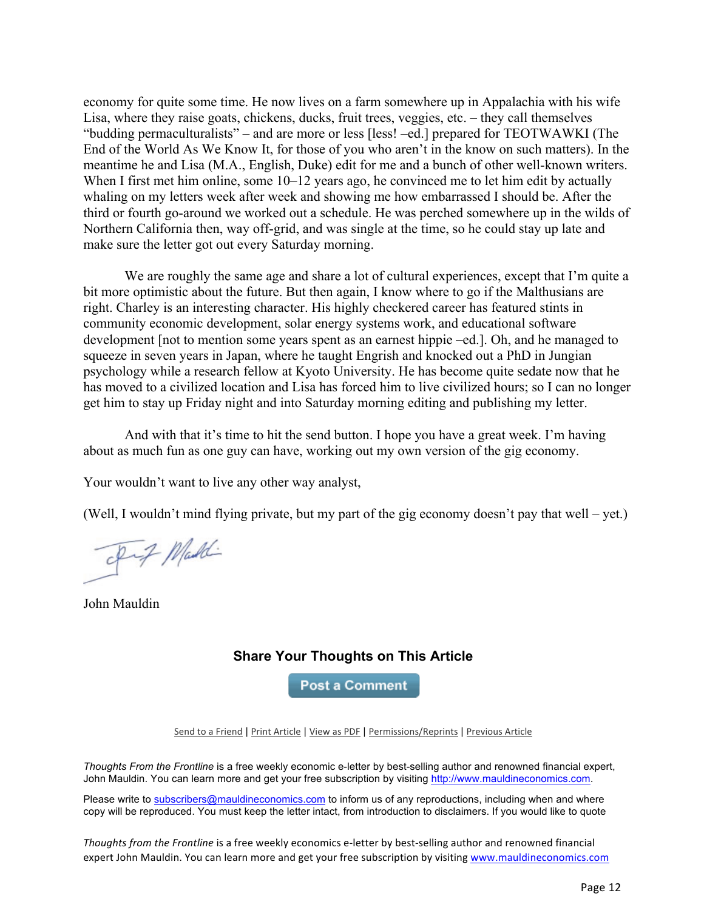economy for quite some time. He now lives on a farm somewhere up in Appalachia with his wife Lisa, where they raise goats, chickens, ducks, fruit trees, veggies, etc. – they call themselves "budding permaculturalists" – and are more or less [less! –ed.] prepared for TEOTWAWKI (The End of the World As We Know It, for those of you who aren't in the know on such matters). In the meantime he and Lisa (M.A., English, Duke) edit for me and a bunch of other well-known writers. When I first met him online, some 10–12 years ago, he convinced me to let him edit by actually whaling on my letters week after week and showing me how embarrassed I should be. After the third or fourth go-around we worked out a schedule. He was perched somewhere up in the wilds of Northern California then, way off-grid, and was single at the time, so he could stay up late and make sure the letter got out every Saturday morning.

We are roughly the same age and share a lot of cultural experiences, except that I'm quite a bit more optimistic about the future. But then again, I know where to go if the Malthusians are right. Charley is an interesting character. His highly checkered career has featured stints in community economic development, solar energy systems work, and educational software development [not to mention some years spent as an earnest hippie –ed.]. Oh, and he managed to squeeze in seven years in Japan, where he taught Engrish and knocked out a PhD in Jungian psychology while a research fellow at Kyoto University. He has become quite sedate now that he has moved to a civilized location and Lisa has forced him to live civilized hours; so I can no longer get him to stay up Friday night and into Saturday morning editing and publishing my letter.

And with that it's time to hit the send button. I hope you have a great week. I'm having about as much fun as one guy can have, working out my own version of the gig economy.

Your wouldn't want to live any other way analyst,

(Well, I wouldn't mind flying private, but my part of the gig economy doesn't pay that well – yet.)

John Mauldin

### Share Your Thoughts on This Article

Post a Comment

Send to a Friend | Print Article | View as PDF | Permissions/Reprints | Previous Article

*Thoughts From the Frontline* is a free weekly economic e-letter by best-selling author and renowned financial expert, John Mauldin. You can learn more and get your free subscription by visiting http://www.mauldineconomics.com.

Please write to subscribers@mauldineconomics.com to inform us of any reproductions, including when and where copy will be reproduced. You must keep the letter intact, from introduction to disclaimers. If you would like to quote

*Thoughts from the Frontline* is a free weekly economics e-letter by best-selling author and renowned financial expert John Mauldin. You can learn more and get your free subscription by visiting www.mauldineconomics.com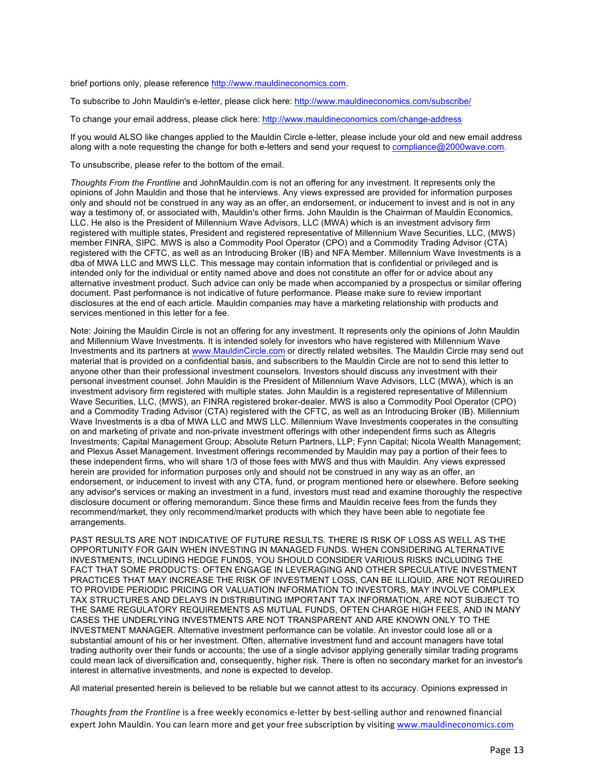brief portions only, please reference http://www.mauldineconomics.com.

To subscribe to John Mauldin's e-letter, please click here: http://www.mauldineconomics.com/subscribe/

To change your email address, please click here: http://www.mauldineconomics.com/change-address

If you would ALSO like changes applied to the Mauldin Circle e-letter, please include your old and new email address along with a note requesting the change for both e-letters and send your request to compliance@2000wave.com.

To unsubscribe, please refer to the bottom of the email.

*Thoughts From the Frontline* and JohnMauldin.com is not an offering for any investment. It represents only the opinions of John Mauldin and those that he interviews. Any views expressed are provided for information purposes only and should not be construed in any way as an offer, an endorsement, or inducement to invest and is not in any way a testimony of, or associated with, Mauldin's other firms. John Mauldin is the Chairman of Mauldin Economics, LLC. He also is the President of Millennium Wave Advisors, LLC (MWA) which is an investment advisory firm registered with multiple states, President and registered representative of Millennium Wave Securities, LLC, (MWS) member FINRA, SIPC. MWS is also a Commodity Pool Operator (CPO) and a Commodity Trading Advisor (CTA) registered with the CFTC, as well as an Introducing Broker (IB) and NFA Member. Millennium Wave Investments is a dba of MWA LLC and MWS LLC. This message may contain information that is confidential or privileged and is intended only for the individual or entity named above and does not constitute an offer for or advice about any alternative investment product. Such advice can only be made when accompanied by a prospectus or similar offering document. Past performance is not indicative of future performance. Please make sure to review important disclosures at the end of each article. Mauldin companies may have a marketing relationship with products and services mentioned in this letter for a fee.

Note: Joining the Mauldin Circle is not an offering for any investment. It represents only the opinions of John Mauldin and Millennium Wave Investments. It is intended solely for investors who have registered with Millennium Wave Investments and its partners at www.MauldinCircle.com or directly related websites. The Mauldin Circle may send out material that is provided on a confidential basis, and subscribers to the Mauldin Circle are not to send this letter to anyone other than their professional investment counselors. Investors should discuss any investment with their personal investment counsel. John Mauldin is the President of Millennium Wave Advisors, LLC (MWA), which is an investment advisory firm registered with multiple states. John Mauldin is a registered representative of Millennium Wave Securities, LLC, (MWS), an FINRA registered broker-dealer. MWS is also a Commodity Pool Operator (CPO) and a Commodity Trading Advisor (CTA) registered with the CFTC, as well as an Introducing Broker (IB). Millennium Wave Investments is a dba of MWA LLC and MWS LLC. Millennium Wave Investments cooperates in the consulting on and marketing of private and non-private investment offerings with other independent firms such as Altegris Investments; Capital Management Group; Absolute Return Partners, LLP; Fynn Capital; Nicola Wealth Management; and Plexus Asset Management. Investment offerings recommended by Mauldin may pay a portion of their fees to these independent firms, who will share 1/3 of those fees with MWS and thus with Mauldin. Any views expressed herein are provided for information purposes only and should not be construed in any way as an offer, an endorsement, or inducement to invest with any CTA, fund, or program mentioned here or elsewhere. Before seeking any advisor's services or making an investment in a fund, investors must read and examine thoroughly the respective disclosure document or offering memorandum. Since these firms and Mauldin receive fees from the funds they recommend/market, they only recommend/market products with which they have been able to negotiate fee arrangements.

PAST RESULTS ARE NOT INDICATIVE OF FUTURE RESULTS. THERE IS RISK OF LOSS AS WELL AS THE OPPORTUNITY FOR GAIN WHEN INVESTING IN MANAGED FUNDS. WHEN CONSIDERING ALTERNATIVE INVESTMENTS, INCLUDING HEDGE FUNDS, YOU SHOULD CONSIDER VARIOUS RISKS INCLUDING THE FACT THAT SOME PRODUCTS: OFTEN ENGAGE IN LEVERAGING AND OTHER SPECULATIVE INVESTMENT PRACTICES THAT MAY INCREASE THE RISK OF INVESTMENT LOSS, CAN BE ILLIQUID, ARE NOT REQUIRED TO PROVIDE PERIODIC PRICING OR VALUATION INFORMATION TO INVESTORS, MAY INVOLVE COMPLEX TAX STRUCTURES AND DELAYS IN DISTRIBUTING IMPORTANT TAX INFORMATION, ARE NOT SUBJECT TO THE SAME REGULATORY REQUIREMENTS AS MUTUAL FUNDS, OFTEN CHARGE HIGH FEES, AND IN MANY CASES THE UNDERLYING INVESTMENTS ARE NOT TRANSPARENT AND ARE KNOWN ONLY TO THE INVESTMENT MANAGER. Alternative investment performance can be volatile. An investor could lose all or a substantial amount of his or her investment. Often, alternative investment fund and account managers have total trading authority over their funds or accounts; the use of a single advisor applying generally similar trading programs could mean lack of diversification and, consequently, higher risk. There is often no secondary market for an investor's interest in alternative investments, and none is expected to develop.

All material presented herein is believed to be reliable but we cannot attest to its accuracy. Opinions expressed in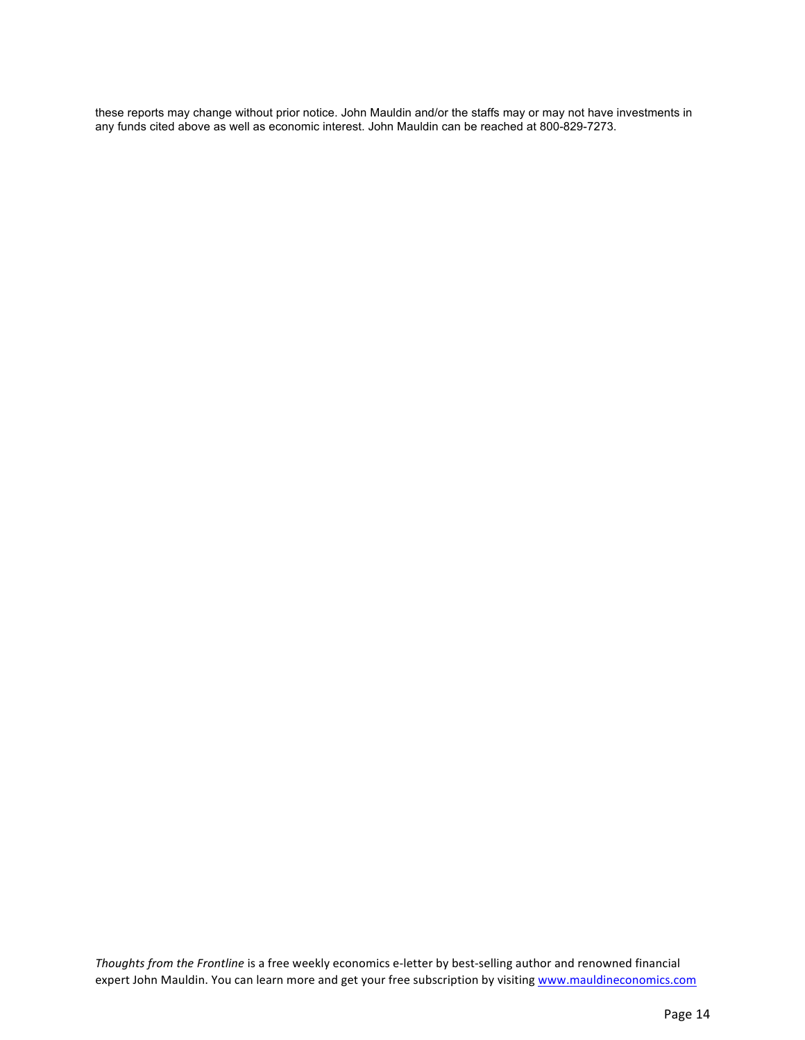these reports may change without prior notice. John Mauldin and/or the staffs may or may not have investments in any funds cited above as well as economic interest. John Mauldin can be reached at 800-829-7273.

*Thoughts from the Frontline* is a free weekly economics e-letter by best-selling author and renowned financial expert John Mauldin. You can learn more and get your free subscription by visiting www.mauldineconomics.com